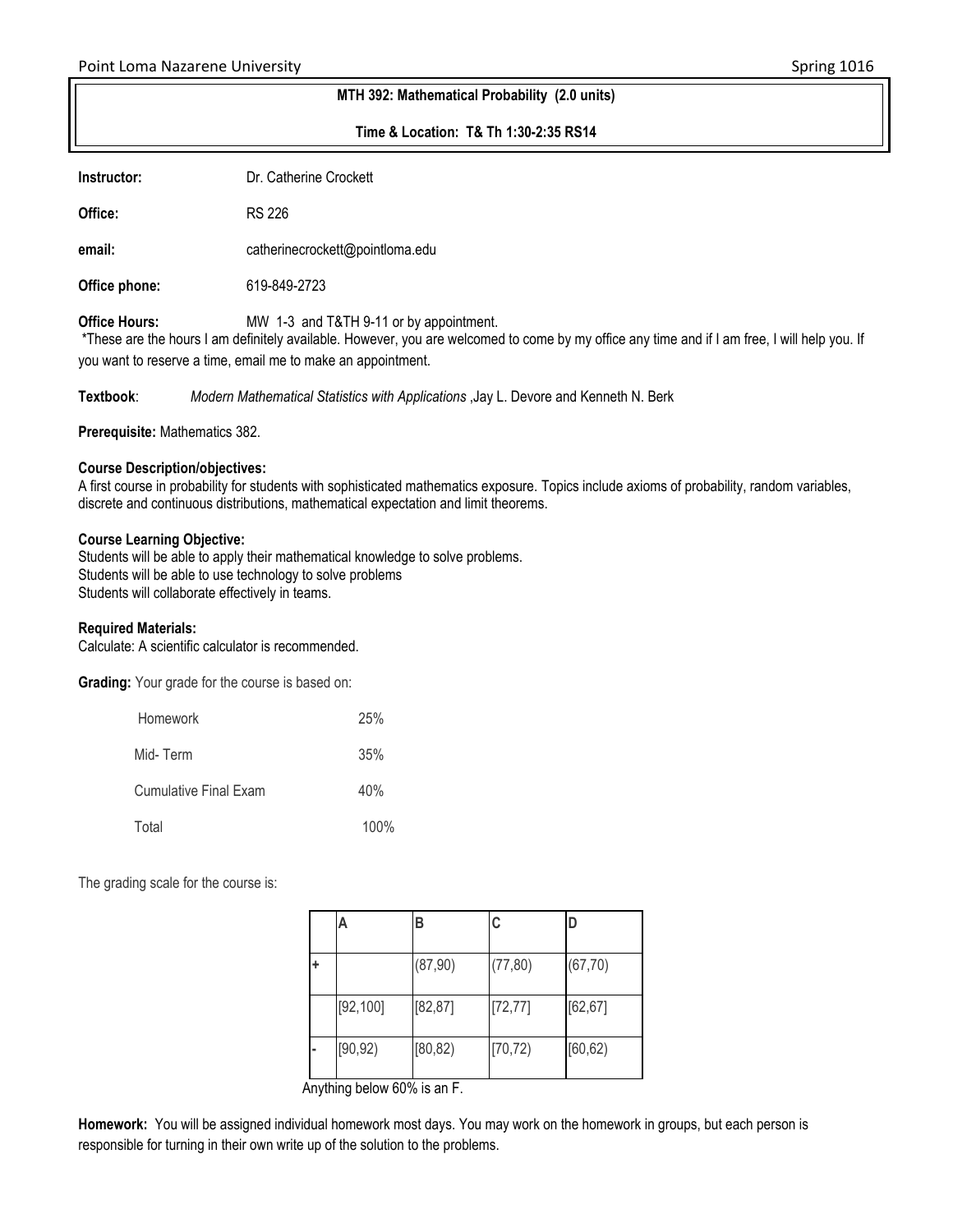Point Loma Nazarene University Spring 1016

**MTH 392: Mathematical Probability (2.0 units)**

**Time & Location: T& Th 1:30-2:35 RS14**

**Instructor:** Dr. Catherine Crockett

**Office:** RS 226

**email:** catherinecrockett@pointloma.edu

**Office phone:** 619-849-2723

**Office Hours:** MW 1-3 and T&TH 9-11 or by appointment.
*These are the hours I am definitely available. However, you are welcomed to come by my office any time and if I am free, I will help you. If you want to reserve a time, email me to make an appointment.

**Textbook**: *Modern Mathematical Statistics with Applications* ,Jay L. Devore and Kenneth N. Berk

**Prerequisite:** Mathematics 382.

**Course Description/objectives:**
A first course in probability for students with sophisticated mathematics exposure. Topics include axioms of probability, random variables, discrete and continuous distributions, mathematical expectation and limit theorems.

**Course Learning Objective:**
Students will be able to apply their mathematical knowledge to solve problems.
Students will be able to use technology to solve problems
Students will collaborate effectively in teams.

**Required Materials:**
Calculate: A scientific calculator is recommended.

**Grading:** Your grade for the course is based on:

| | |
|---|---|
| Homework | 25% |
| Mid- Term | 35% |
| Cumulative Final Exam | 40% |
| Total | 100% |

The grading scale for the course is:

| | A | B | C | D |
|---|---|---|---|---|
| + | | (87,90) | (77,80) | (67,70) |
| | [92,100] | [82,87] | [72,77] | [62,67] |
| - | [90,92) | [80,82) | [70,72) | [60,62) |

Anything below 60% is an F.

**Homework:** You will be assigned individual homework most days. You may work on the homework in groups, but each person is responsible for turning in their own write up of the solution to the problems.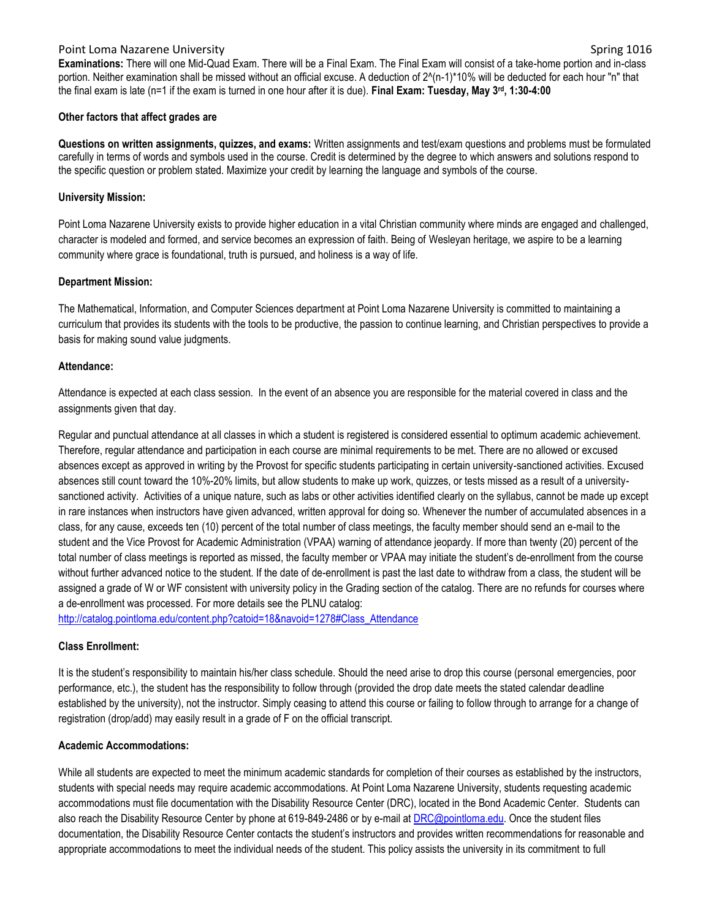**Examinations:** There will one Mid-Quad Exam. There will be a Final Exam. The Final Exam will consist of a take-home portion and in-class portion. Neither examination shall be missed without an official excuse. A deduction of $2^{(n-1)}*10\%$ will be deducted for each hour "n" that the final exam is late (n=1 if the exam is turned in one hour after it is due). **Final Exam: Tuesday, May 3rd, 1:30-4:00**

**Other factors that affect grades are**

**Questions on written assignments, quizzes, and exams:** Written assignments and test/exam questions and problems must be formulated carefully in terms of words and symbols used in the course. Credit is determined by the degree to which answers and solutions respond to the specific question or problem stated. Maximize your credit by learning the language and symbols of the course.

**University Mission:**

Point Loma Nazarene University exists to provide higher education in a vital Christian community where minds are engaged and challenged, character is modeled and formed, and service becomes an expression of faith. Being of Wesleyan heritage, we aspire to be a learning community where grace is foundational, truth is pursued, and holiness is a way of life.

**Department Mission:**

The Mathematical, Information, and Computer Sciences department at Point Loma Nazarene University is committed to maintaining a curriculum that provides its students with the tools to be productive, the passion to continue learning, and Christian perspectives to provide a basis for making sound value judgments.

**Attendance:**

Attendance is expected at each class session. In the event of an absence you are responsible for the material covered in class and the assignments given that day.

Regular and punctual attendance at all classes in which a student is registered is considered essential to optimum academic achievement. Therefore, regular attendance and participation in each course are minimal requirements to be met. There are no allowed or excused absences except as approved in writing by the Provost for specific students participating in certain university-sanctioned activities. Excused absences still count toward the 10%-20% limits, but allow students to make up work, quizzes, or tests missed as a result of a university-sanctioned activity. Activities of a unique nature, such as labs or other activities identified clearly on the syllabus, cannot be made up except in rare instances when instructors have given advanced, written approval for doing so. Whenever the number of accumulated absences in a class, for any cause, exceeds ten (10) percent of the total number of class meetings, the faculty member should send an e-mail to the student and the Vice Provost for Academic Administration (VPAA) warning of attendance jeopardy. If more than twenty (20) percent of the total number of class meetings is reported as missed, the faculty member or VPAA may initiate the student's de-enrollment from the course without further advanced notice to the student. If the date of de-enrollment is past the last date to withdraw from a class, the student will be assigned a grade of W or WF consistent with university policy in the Grading section of the catalog. There are no refunds for courses where a de-enrollment was processed. For more details see the PLNU catalog: http://catalog.pointloma.edu/content.php?catoid=18&navoid=1278#Class_Attendance

**Class Enrollment:**

It is the student's responsibility to maintain his/her class schedule. Should the need arise to drop this course (personal emergencies, poor performance, etc.), the student has the responsibility to follow through (provided the drop date meets the stated calendar deadline established by the university), not the instructor. Simply ceasing to attend this course or failing to follow through to arrange for a change of registration (drop/add) may easily result in a grade of F on the official transcript.

**Academic Accommodations:**

While all students are expected to meet the minimum academic standards for completion of their courses as established by the instructors, students with special needs may require academic accommodations. At Point Loma Nazarene University, students requesting academic accommodations must file documentation with the Disability Resource Center (DRC), located in the Bond Academic Center. Students can also reach the Disability Resource Center by phone at 619-849-2486 or by e-mail at DRC@pointloma.edu. Once the student files documentation, the Disability Resource Center contacts the student's instructors and provides written recommendations for reasonable and appropriate accommodations to meet the individual needs of the student. This policy assists the university in its commitment to full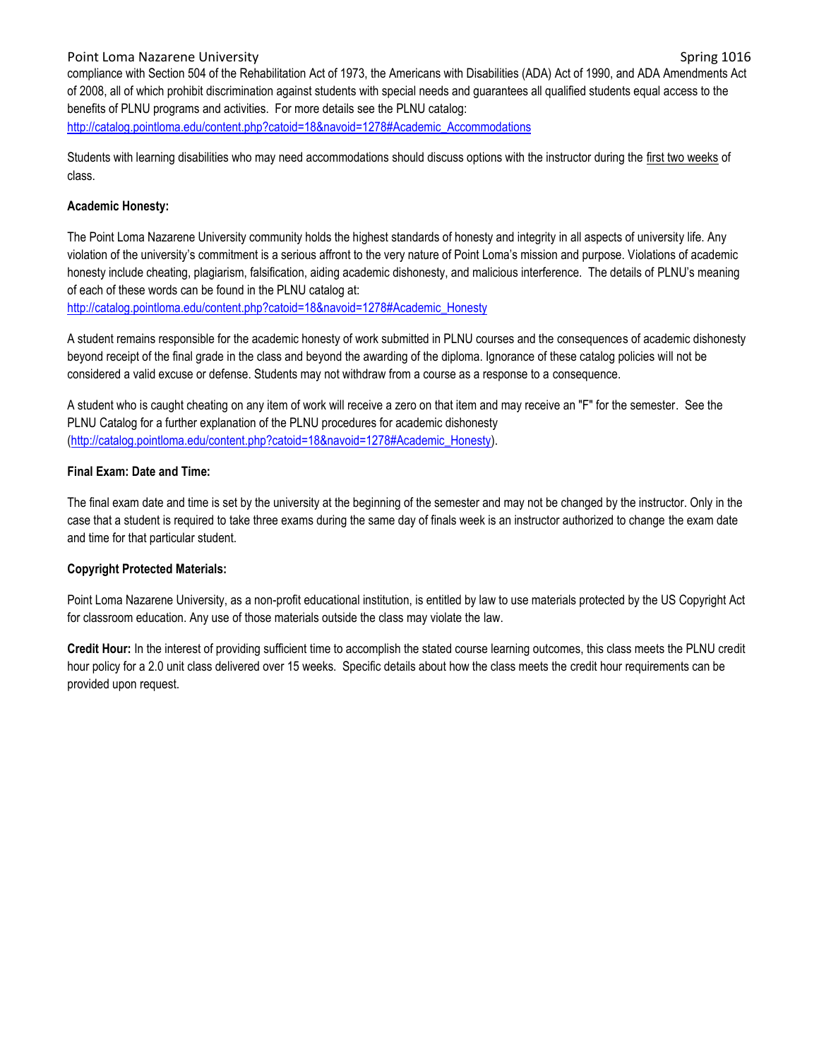compliance with Section 504 of the Rehabilitation Act of 1973, the Americans with Disabilities (ADA) Act of 1990, and ADA Amendments Act of 2008, all of which prohibit discrimination against students with special needs and guarantees all qualified students equal access to the benefits of PLNU programs and activities. For more details see the PLNU catalog: http://catalog.pointloma.edu/content.php?catoid=18&navoid=1278#Academic_Accommodations

Students with learning disabilities who may need accommodations should discuss options with the instructor during the first two weeks of class.

**Academic Honesty:**

The Point Loma Nazarene University community holds the highest standards of honesty and integrity in all aspects of university life. Any violation of the university's commitment is a serious affront to the very nature of Point Loma's mission and purpose. Violations of academic honesty include cheating, plagiarism, falsification, aiding academic dishonesty, and malicious interference. The details of PLNU's meaning of each of these words can be found in the PLNU catalog at: http://catalog.pointloma.edu/content.php?catoid=18&navoid=1278#Academic_Honesty

A student remains responsible for the academic honesty of work submitted in PLNU courses and the consequences of academic dishonesty beyond receipt of the final grade in the class and beyond the awarding of the diploma. Ignorance of these catalog policies will not be considered a valid excuse or defense. Students may not withdraw from a course as a response to a consequence.

A student who is caught cheating on any item of work will receive a zero on that item and may receive an "F" for the semester. See the PLNU Catalog for a further explanation of the PLNU procedures for academic dishonesty (http://catalog.pointloma.edu/content.php?catoid=18&navoid=1278#Academic_Honesty).

**Final Exam: Date and Time:**

The final exam date and time is set by the university at the beginning of the semester and may not be changed by the instructor. Only in the case that a student is required to take three exams during the same day of finals week is an instructor authorized to change the exam date and time for that particular student.

**Copyright Protected Materials:**

Point Loma Nazarene University, as a non-profit educational institution, is entitled by law to use materials protected by the US Copyright Act for classroom education. Any use of those materials outside the class may violate the law.

**Credit Hour:** In the interest of providing sufficient time to accomplish the stated course learning outcomes, this class meets the PLNU credit hour policy for a 2.0 unit class delivered over 15 weeks. Specific details about how the class meets the credit hour requirements can be provided upon request.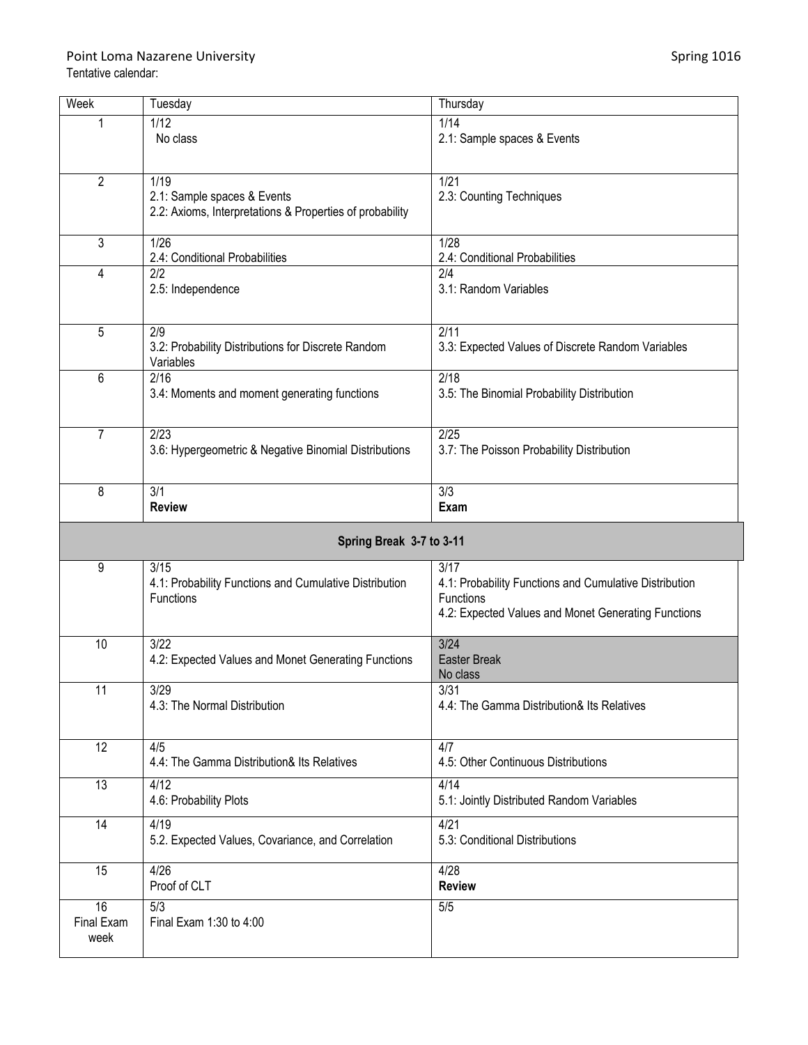Point Loma Nazarene University — Spring 1016

Tentative calendar:

| Week | Tuesday | Thursday |
|---|---|---|
| 1 | 1/12<br>No class | 1/14<br>2.1: Sample spaces & Events |
| 2 | 1/19<br>2.1: Sample spaces & Events<br>2.2: Axioms, Interpretations & Properties of probability | 1/21<br>2.3: Counting Techniques |
| 3 | 1/26<br>2.4: Conditional Probabilities | 1/28<br>2.4: Conditional Probabilities |
| 4 | 2/2<br>2.5: Independence | 2/4<br>3.1: Random Variables |
| 5 | 2/9<br>3.2: Probability Distributions for Discrete Random Variables | 2/11<br>3.3: Expected Values of Discrete Random Variables |
| 6 | 2/16<br>3.4: Moments and moment generating functions | 2/18<br>3.5: The Binomial Probability Distribution |
| 7 | 2/23<br>3.6: Hypergeometric & Negative Binomial Distributions | 2/25<br>3.7: The Poisson Probability Distribution |
| 8 | 3/1<br>**Review** | 3/3<br>**Exam** |
| | **Spring Break 3-7 to 3-11** | |
| 9 | 3/15<br>4.1: Probability Functions and Cumulative Distribution Functions | 3/17<br>4.1: Probability Functions and Cumulative Distribution Functions<br>4.2: Expected Values and Monet Generating Functions |
| 10 | 3/22<br>4.2: Expected Values and Monet Generating Functions | 3/24<br>Easter Break<br>No class |
| 11 | 3/29<br>4.3: The Normal Distribution | 3/31<br>4.4: The Gamma Distribution& Its Relatives |
| 12 | 4/5<br>4.4: The Gamma Distribution& Its Relatives | 4/7<br>4.5: Other Continuous Distributions |
| 13 | 4/12<br>4.6: Probability Plots | 4/14<br>5.1: Jointly Distributed Random Variables |
| 14 | 4/19<br>5.2. Expected Values, Covariance, and Correlation | 4/21<br>5.3: Conditional Distributions |
| 15 | 4/26<br>Proof of CLT | 4/28<br>**Review** |
| 16<br>Final Exam week | 5/3<br>Final Exam 1:30 to 4:00 | 5/5 |